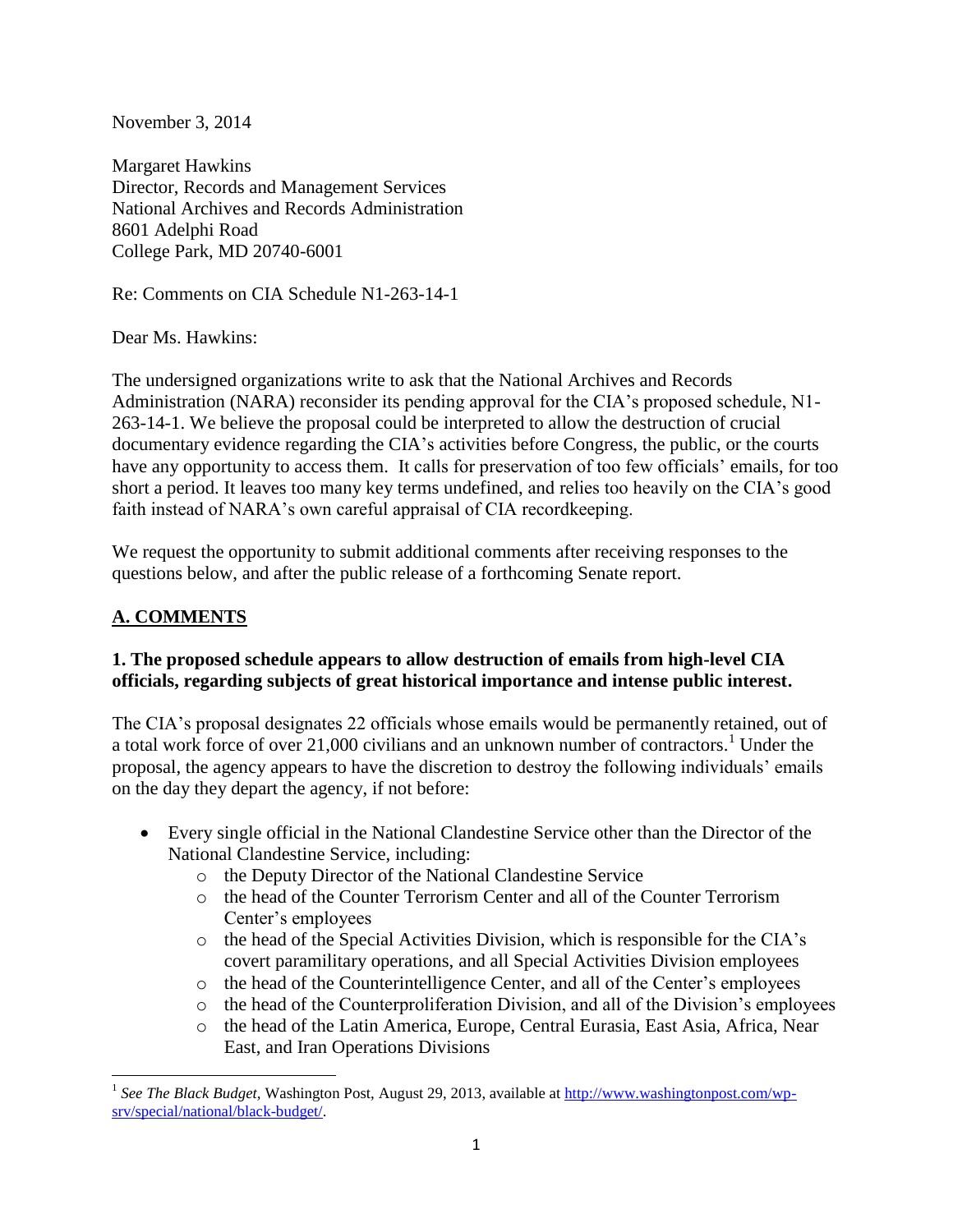November 3, 2014

Margaret Hawkins
Director, Records and Management Services
National Archives and Records Administration
8601 Adelphi Road
College Park, MD 20740-6001

Re: Comments on CIA Schedule N1-263-14-1

Dear Ms. Hawkins:

The undersigned organizations write to ask that the National Archives and Records Administration (NARA) reconsider its pending approval for the CIA's proposed schedule, N1-263-14-1. We believe the proposal could be interpreted to allow the destruction of crucial documentary evidence regarding the CIA's activities before Congress, the public, or the courts have any opportunity to access them. It calls for preservation of too few officials' emails, for too short a period. It leaves too many key terms undefined, and relies too heavily on the CIA's good faith instead of NARA's own careful appraisal of CIA recordkeeping.

We request the opportunity to submit additional comments after receiving responses to the questions below, and after the public release of a forthcoming Senate report.

## A. COMMENTS

### 1. The proposed schedule appears to allow destruction of emails from high-level CIA officials, regarding subjects of great historical importance and intense public interest.

The CIA's proposal designates 22 officials whose emails would be permanently retained, out of a total work force of over 21,000 civilians and an unknown number of contractors.[1] Under the proposal, the agency appears to have the discretion to destroy the following individuals' emails on the day they depart the agency, if not before:

- Every single official in the National Clandestine Service other than the Director of the National Clandestine Service, including:
  - the Deputy Director of the National Clandestine Service
  - the head of the Counter Terrorism Center and all of the Counter Terrorism Center's employees
  - the head of the Special Activities Division, which is responsible for the CIA's covert paramilitary operations, and all Special Activities Division employees
  - the head of the Counterintelligence Center, and all of the Center's employees
  - the head of the Counterproliferation Division, and all of the Division's employees
  - the head of the Latin America, Europe, Central Eurasia, East Asia, Africa, Near East, and Iran Operations Divisions

[1] *See The Black Budget*, Washington Post, August 29, 2013, available at http://www.washingtonpost.com/wp-srv/special/national/black-budget/.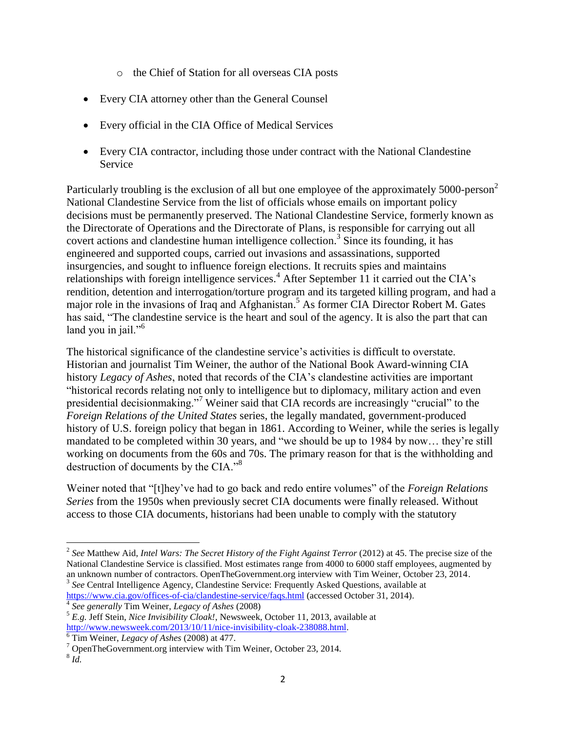- the Chief of Station for all overseas CIA posts

- Every CIA attorney other than the General Counsel

- Every official in the CIA Office of Medical Services

- Every CIA contractor, including those under contract with the National Clandestine Service

Particularly troubling is the exclusion of all but one employee of the approximately 5000-person[2] National Clandestine Service from the list of officials whose emails on important policy decisions must be permanently preserved. The National Clandestine Service, formerly known as the Directorate of Operations and the Directorate of Plans, is responsible for carrying out all covert actions and clandestine human intelligence collection.[3] Since its founding, it has engineered and supported coups, carried out invasions and assassinations, supported insurgencies, and sought to influence foreign elections. It recruits spies and maintains relationships with foreign intelligence services.[4] After September 11 it carried out the CIA's rendition, detention and interrogation/torture program and its targeted killing program, and had a major role in the invasions of Iraq and Afghanistan.[5] As former CIA Director Robert M. Gates has said, "The clandestine service is the heart and soul of the agency. It is also the part that can land you in jail."[6]

The historical significance of the clandestine service's activities is difficult to overstate. Historian and journalist Tim Weiner, the author of the National Book Award-winning CIA history *Legacy of Ashes*, noted that records of the CIA's clandestine activities are important "historical records relating not only to intelligence but to diplomacy, military action and even presidential decisionmaking."[7] Weiner said that CIA records are increasingly "crucial" to the *Foreign Relations of the United States* series, the legally mandated, government-produced history of U.S. foreign policy that began in 1861. According to Weiner, while the series is legally mandated to be completed within 30 years, and "we should be up to 1984 by now… they're still working on documents from the 60s and 70s. The primary reason for that is the withholding and destruction of documents by the CIA."[8]

Weiner noted that "[t]hey've had to go back and redo entire volumes" of the *Foreign Relations Series* from the 1950s when previously secret CIA documents were finally released. Without access to those CIA documents, historians had been unable to comply with the statutory

---

[2] *See* Matthew Aid, *Intel Wars: The Secret History of the Fight Against Terror* (2012) at 45. The precise size of the National Clandestine Service is classified. Most estimates range from 4000 to 6000 staff employees, augmented by an unknown number of contractors. OpenTheGovernment.org interview with Tim Weiner, October 23, 2014.

[3] *See* Central Intelligence Agency, Clandestine Service: Frequently Asked Questions, available at https://www.cia.gov/offices-of-cia/clandestine-service/faqs.html (accessed October 31, 2014).

[4] *See generally* Tim Weiner, *Legacy of Ashes* (2008)

[5] *E.g.* Jeff Stein, *Nice Invisibility Cloak!*, Newsweek, October 11, 2013, available at http://www.newsweek.com/2013/10/11/nice-invisibility-cloak-238088.html.

[6] Tim Weiner, *Legacy of Ashes* (2008) at 477.

[7] OpenTheGovernment.org interview with Tim Weiner, October 23, 2014.

[8] *Id.*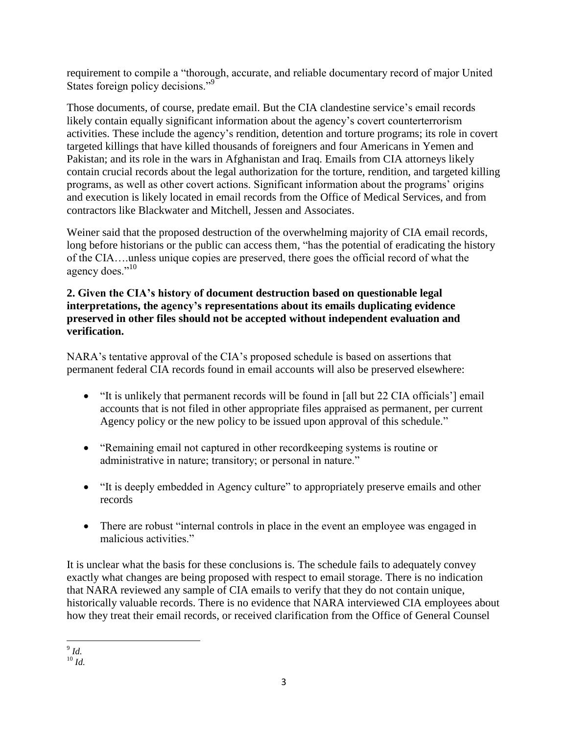requirement to compile a "thorough, accurate, and reliable documentary record of major United States foreign policy decisions."[9]

Those documents, of course, predate email. But the CIA clandestine service's email records likely contain equally significant information about the agency's covert counterterrorism activities. These include the agency's rendition, detention and torture programs; its role in covert targeted killings that have killed thousands of foreigners and four Americans in Yemen and Pakistan; and its role in the wars in Afghanistan and Iraq. Emails from CIA attorneys likely contain crucial records about the legal authorization for the torture, rendition, and targeted killing programs, as well as other covert actions. Significant information about the programs' origins and execution is likely located in email records from the Office of Medical Services, and from contractors like Blackwater and Mitchell, Jessen and Associates.

Weiner said that the proposed destruction of the overwhelming majority of CIA email records, long before historians or the public can access them, "has the potential of eradicating the history of the CIA….unless unique copies are preserved, there goes the official record of what the agency does."[10]

**2. Given the CIA's history of document destruction based on questionable legal interpretations, the agency's representations about its emails duplicating evidence preserved in other files should not be accepted without independent evaluation and verification.**

NARA's tentative approval of the CIA's proposed schedule is based on assertions that permanent federal CIA records found in email accounts will also be preserved elsewhere:

- "It is unlikely that permanent records will be found in [all but 22 CIA officials'] email accounts that is not filed in other appropriate files appraised as permanent, per current Agency policy or the new policy to be issued upon approval of this schedule."
- "Remaining email not captured in other recordkeeping systems is routine or administrative in nature; transitory; or personal in nature."
- "It is deeply embedded in Agency culture" to appropriately preserve emails and other records
- There are robust "internal controls in place in the event an employee was engaged in malicious activities."

It is unclear what the basis for these conclusions is. The schedule fails to adequately convey exactly what changes are being proposed with respect to email storage. There is no indication that NARA reviewed any sample of CIA emails to verify that they do not contain unique, historically valuable records. There is no evidence that NARA interviewed CIA employees about how they treat their email records, or received clarification from the Office of General Counsel

---

[9] *Id.*

[10] *Id.*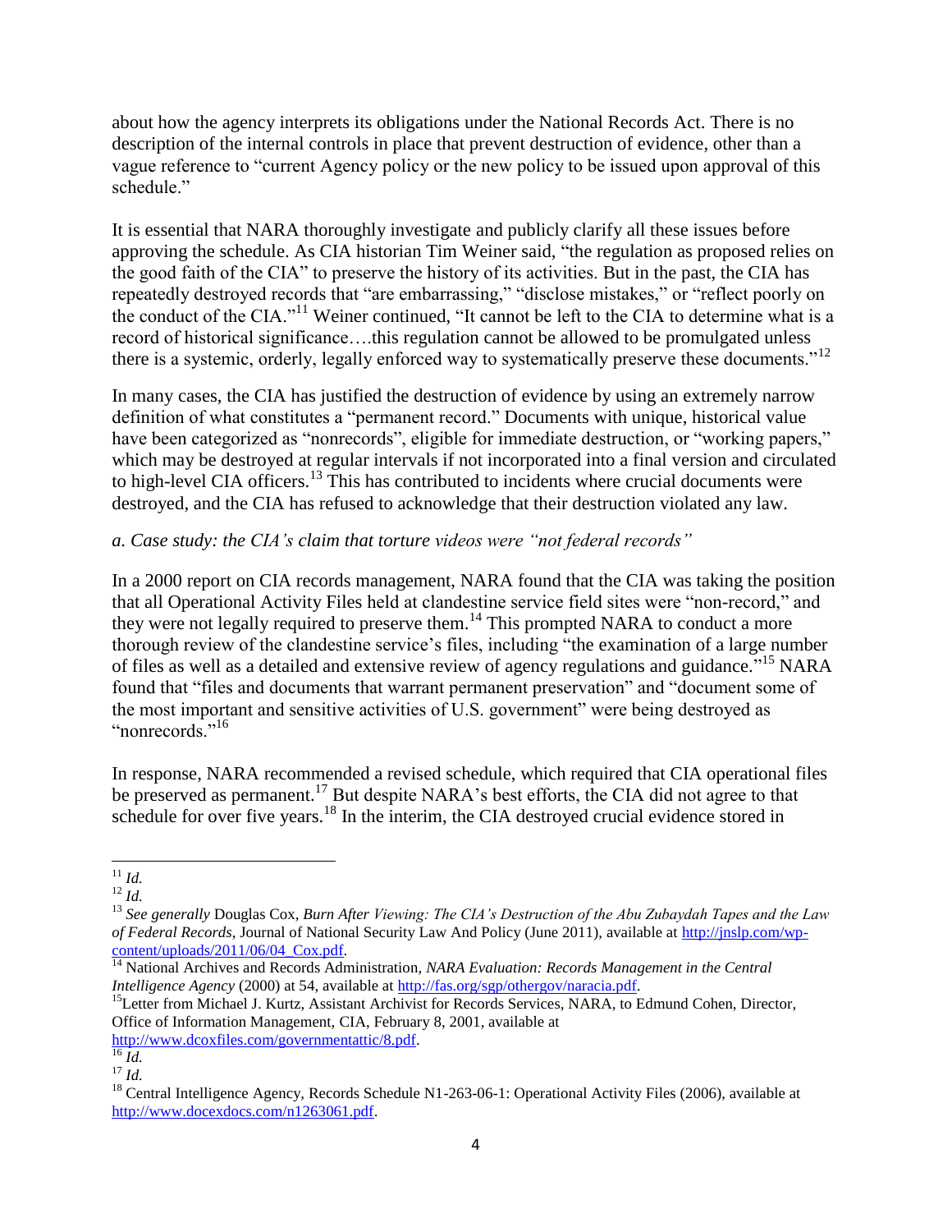about how the agency interprets its obligations under the National Records Act. There is no description of the internal controls in place that prevent destruction of evidence, other than a vague reference to "current Agency policy or the new policy to be issued upon approval of this schedule."

It is essential that NARA thoroughly investigate and publicly clarify all these issues before approving the schedule. As CIA historian Tim Weiner said, "the regulation as proposed relies on the good faith of the CIA" to preserve the history of its activities. But in the past, the CIA has repeatedly destroyed records that "are embarrassing," "disclose mistakes," or "reflect poorly on the conduct of the CIA."[11] Weiner continued, "It cannot be left to the CIA to determine what is a record of historical significance….this regulation cannot be allowed to be promulgated unless there is a systemic, orderly, legally enforced way to systematically preserve these documents."[12]

In many cases, the CIA has justified the destruction of evidence by using an extremely narrow definition of what constitutes a "permanent record." Documents with unique, historical value have been categorized as "nonrecords", eligible for immediate destruction, or "working papers," which may be destroyed at regular intervals if not incorporated into a final version and circulated to high-level CIA officers.[13] This has contributed to incidents where crucial documents were destroyed, and the CIA has refused to acknowledge that their destruction violated any law.

*a. Case study: the CIA's claim that torture videos were "not federal records"*

In a 2000 report on CIA records management, NARA found that the CIA was taking the position that all Operational Activity Files held at clandestine service field sites were "non-record," and they were not legally required to preserve them.[14] This prompted NARA to conduct a more thorough review of the clandestine service's files, including "the examination of a large number of files as well as a detailed and extensive review of agency regulations and guidance."[15] NARA found that "files and documents that warrant permanent preservation" and "document some of the most important and sensitive activities of U.S. government" were being destroyed as "nonrecords."[16]

In response, NARA recommended a revised schedule, which required that CIA operational files be preserved as permanent.[17] But despite NARA's best efforts, the CIA did not agree to that schedule for over five years.[18] In the interim, the CIA destroyed crucial evidence stored in

---

[11] *Id.*

[12] *Id.*

[13] *See generally* Douglas Cox, *Burn After Viewing: The CIA's Destruction of the Abu Zubaydah Tapes and the Law of Federal Records*, Journal of National Security Law And Policy (June 2011), available at http://jnslp.com/wp-content/uploads/2011/06/04_Cox.pdf.

[14] National Archives and Records Administration, *NARA Evaluation: Records Management in the Central Intelligence Agency* (2000) at 54, available at http://fas.org/sgp/othergov/naracia.pdf.

[15] Letter from Michael J. Kurtz, Assistant Archivist for Records Services, NARA, to Edmund Cohen, Director, Office of Information Management, CIA, February 8, 2001, available at http://www.dcoxfiles.com/governmentattic/8.pdf.

[16] *Id.*

[17] *Id.*

[18] Central Intelligence Agency, Records Schedule N1-263-06-1: Operational Activity Files (2006), available at http://www.docexdocs.com/n1263061.pdf.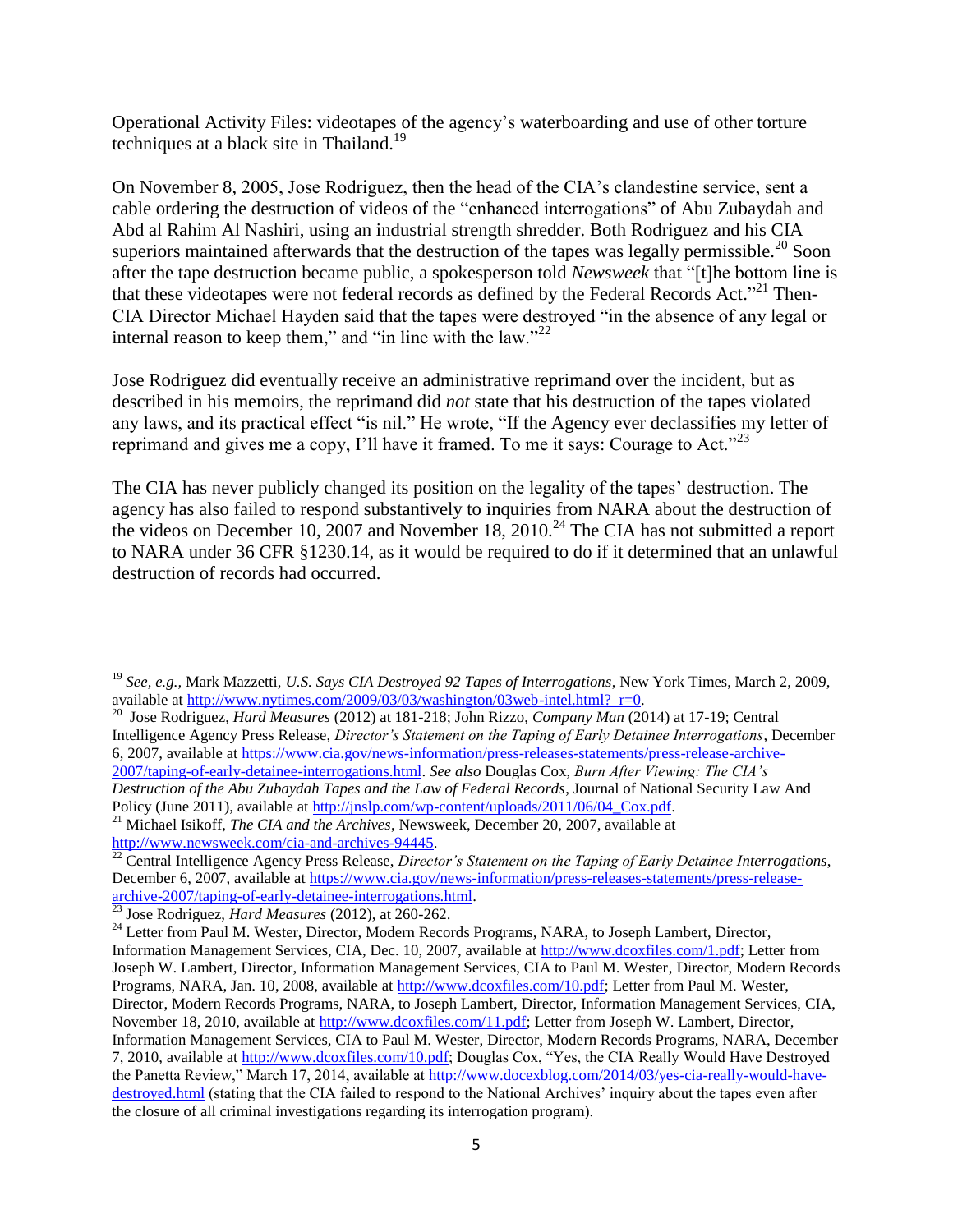Operational Activity Files: videotapes of the agency's waterboarding and use of other torture techniques at a black site in Thailand.[19]

On November 8, 2005, Jose Rodriguez, then the head of the CIA's clandestine service, sent a cable ordering the destruction of videos of the "enhanced interrogations" of Abu Zubaydah and Abd al Rahim Al Nashiri, using an industrial strength shredder. Both Rodriguez and his CIA superiors maintained afterwards that the destruction of the tapes was legally permissible.[20] Soon after the tape destruction became public, a spokesperson told *Newsweek* that "[t]he bottom line is that these videotapes were not federal records as defined by the Federal Records Act."[21] Then-CIA Director Michael Hayden said that the tapes were destroyed "in the absence of any legal or internal reason to keep them," and "in line with the law."[22]

Jose Rodriguez did eventually receive an administrative reprimand over the incident, but as described in his memoirs, the reprimand did *not* state that his destruction of the tapes violated any laws, and its practical effect "is nil." He wrote, "If the Agency ever declassifies my letter of reprimand and gives me a copy, I'll have it framed. To me it says: Courage to Act."[23]

The CIA has never publicly changed its position on the legality of the tapes' destruction. The agency has also failed to respond substantively to inquiries from NARA about the destruction of the videos on December 10, 2007 and November 18, 2010.[24] The CIA has not submitted a report to NARA under 36 CFR §1230.14, as it would be required to do if it determined that an unlawful destruction of records had occurred.

---

[19] *See, e.g.,* Mark Mazzetti, *U.S. Says CIA Destroyed 92 Tapes of Interrogations*, New York Times, March 2, 2009, available at http://www.nytimes.com/2009/03/03/washington/03web-intel.html?_r=0.

[20] Jose Rodriguez, *Hard Measures* (2012) at 181-218; John Rizzo, *Company Man* (2014) at 17-19; Central Intelligence Agency Press Release, *Director's Statement on the Taping of Early Detainee Interrogations*, December 6, 2007, available at https://www.cia.gov/news-information/press-releases-statements/press-release-archive-2007/taping-of-early-detainee-interrogations.html. *See also* Douglas Cox, *Burn After Viewing: The CIA's Destruction of the Abu Zubaydah Tapes and the Law of Federal Records*, Journal of National Security Law And Policy (June 2011), available at http://jnslp.com/wp-content/uploads/2011/06/04_Cox.pdf.

[21] Michael Isikoff, *The CIA and the Archives*, Newsweek, December 20, 2007, available at http://www.newsweek.com/cia-and-archives-94445.

[22] Central Intelligence Agency Press Release, *Director's Statement on the Taping of Early Detainee Interrogations*, December 6, 2007, available at https://www.cia.gov/news-information/press-releases-statements/press-release-archive-2007/taping-of-early-detainee-interrogations.html.

[23] Jose Rodriguez, *Hard Measures* (2012), at 260-262.

[24] Letter from Paul M. Wester, Director, Modern Records Programs, NARA, to Joseph Lambert, Director, Information Management Services, CIA, Dec. 10, 2007, available at http://www.dcoxfiles.com/1.pdf; Letter from Joseph W. Lambert, Director, Information Management Services, CIA to Paul M. Wester, Director, Modern Records Programs, NARA, Jan. 10, 2008, available at http://www.dcoxfiles.com/10.pdf; Letter from Paul M. Wester, Director, Modern Records Programs, NARA, to Joseph Lambert, Director, Information Management Services, CIA, November 18, 2010, available at http://www.dcoxfiles.com/11.pdf; Letter from Joseph W. Lambert, Director, Information Management Services, CIA to Paul M. Wester, Director, Modern Records Programs, NARA, December 7, 2010, available at http://www.dcoxfiles.com/10.pdf; Douglas Cox, "Yes, the CIA Really Would Have Destroyed the Panetta Review," March 17, 2014, available at http://www.docexblog.com/2014/03/yes-cia-really-would-have-destroyed.html (stating that the CIA failed to respond to the National Archives' inquiry about the tapes even after the closure of all criminal investigations regarding its interrogation program).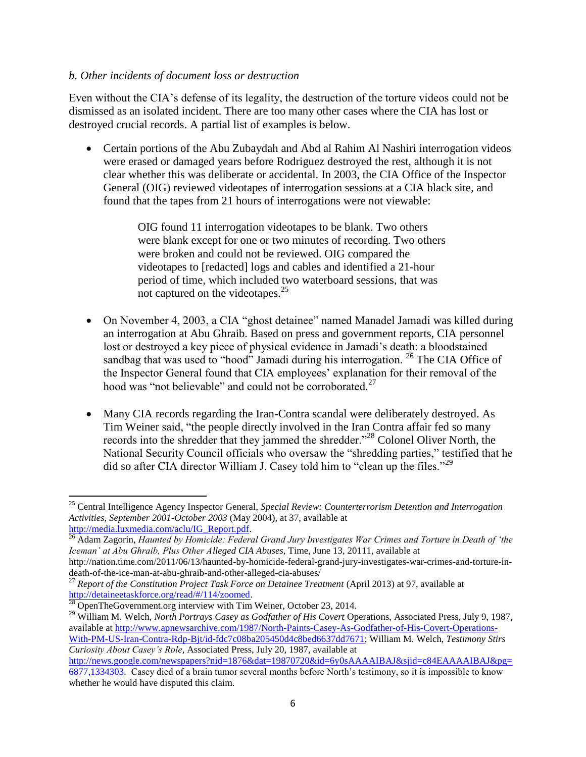*b. Other incidents of document loss or destruction*

Even without the CIA's defense of its legality, the destruction of the torture videos could not be dismissed as an isolated incident. There are too many other cases where the CIA has lost or destroyed crucial records. A partial list of examples is below.

- Certain portions of the Abu Zubaydah and Abd al Rahim Al Nashiri interrogation videos were erased or damaged years before Rodriguez destroyed the rest, although it is not clear whether this was deliberate or accidental. In 2003, the CIA Office of the Inspector General (OIG) reviewed videotapes of interrogation sessions at a CIA black site, and found that the tapes from 21 hours of interrogations were not viewable:

  > OIG found 11 interrogation videotapes to be blank. Two others were blank except for one or two minutes of recording. Two others were broken and could not be reviewed. OIG compared the videotapes to [redacted] logs and cables and identified a 21-hour period of time, which included two waterboard sessions, that was not captured on the videotapes.[25]

- On November 4, 2003, a CIA "ghost detainee" named Manadel Jamadi was killed during an interrogation at Abu Ghraib. Based on press and government reports, CIA personnel lost or destroyed a key piece of physical evidence in Jamadi's death: a bloodstained sandbag that was used to "hood" Jamadi during his interrogation. [26] The CIA Office of the Inspector General found that CIA employees' explanation for their removal of the hood was "not believable" and could not be corroborated.[27]

- Many CIA records regarding the Iran-Contra scandal were deliberately destroyed. As Tim Weiner said, "the people directly involved in the Iran Contra affair fed so many records into the shredder that they jammed the shredder."[28] Colonel Oliver North, the National Security Council officials who oversaw the "shredding parties," testified that he did so after CIA director William J. Casey told him to "clean up the files."[29]

---

[25] Central Intelligence Agency Inspector General, *Special Review: Counterterrorism Detention and Interrogation Activities, September 2001-October 2003* (May 2004), at 37, available at http://media.luxmedia.com/aclu/IG_Report.pdf.

[26] Adam Zagorin, *Haunted by Homicide: Federal Grand Jury Investigates War Crimes and Torture in Death of 'the Iceman' at Abu Ghraib, Plus Other Alleged CIA Abuses*, Time, June 13, 20111, available at http://nation.time.com/2011/06/13/haunted-by-homicide-federal-grand-jury-investigates-war-crimes-and-torture-in-death-of-the-ice-man-at-abu-ghraib-and-other-alleged-cia-abuses/

[27] *Report of the Constitution Project Task Force on Detainee Treatment* (April 2013) at 97, available at http://detaineetaskforce.org/read/#/114/zoomed.

[28] OpenTheGovernment.org interview with Tim Weiner, October 23, 2014.

[29] William M. Welch, *North Portrays Casey as Godfather of His Covert* Operations, Associated Press, July 9, 1987, available at http://www.apnewsarchive.com/1987/North-Paints-Casey-As-Godfather-of-His-Covert-Operations-With-PM-US-Iran-Contra-Rdp-Bjt/id-fdc7c08ba205450d4c8bed6637dd7671; William M. Welch, *Testimony Stirs Curiosity About Casey's Role*, Associated Press, July 20, 1987, available at http://news.google.com/newspapers?nid=1876&dat=19870720&id=6y0sAAAAIBAJ&sjid=c84EAAAAIBAJ&pg=6877,1334303. Casey died of a brain tumor several months before North's testimony, so it is impossible to know whether he would have disputed this claim.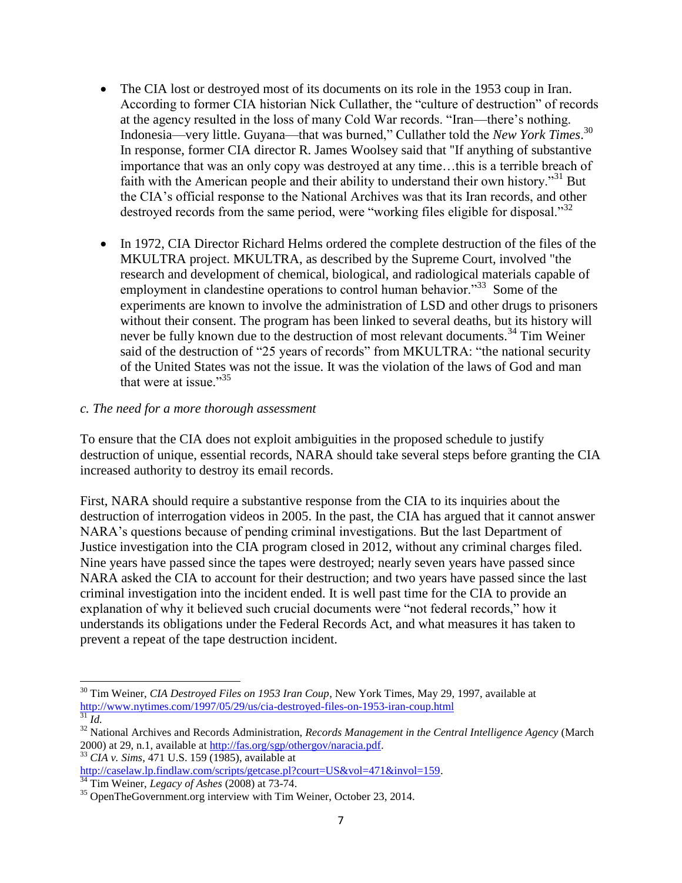- The CIA lost or destroyed most of its documents on its role in the 1953 coup in Iran. According to former CIA historian Nick Cullather, the "culture of destruction" of records at the agency resulted in the loss of many Cold War records. "Iran—there's nothing. Indonesia—very little. Guyana—that was burned," Cullather told the *New York Times*.[30] In response, former CIA director R. James Woolsey said that "If anything of substantive importance that was an only copy was destroyed at any time…this is a terrible breach of faith with the American people and their ability to understand their own history."[31] But the CIA's official response to the National Archives was that its Iran records, and other destroyed records from the same period, were "working files eligible for disposal."[32]

- In 1972, CIA Director Richard Helms ordered the complete destruction of the files of the MKULTRA project. MKULTRA, as described by the Supreme Court, involved "the research and development of chemical, biological, and radiological materials capable of employment in clandestine operations to control human behavior."[33] Some of the experiments are known to involve the administration of LSD and other drugs to prisoners without their consent. The program has been linked to several deaths, but its history will never be fully known due to the destruction of most relevant documents.[34] Tim Weiner said of the destruction of "25 years of records" from MKULTRA: "the national security of the United States was not the issue. It was the violation of the laws of God and man that were at issue."[35]

*c. The need for a more thorough assessment*

To ensure that the CIA does not exploit ambiguities in the proposed schedule to justify destruction of unique, essential records, NARA should take several steps before granting the CIA increased authority to destroy its email records.

First, NARA should require a substantive response from the CIA to its inquiries about the destruction of interrogation videos in 2005. In the past, the CIA has argued that it cannot answer NARA's questions because of pending criminal investigations. But the last Department of Justice investigation into the CIA program closed in 2012, without any criminal charges filed. Nine years have passed since the tapes were destroyed; nearly seven years have passed since NARA asked the CIA to account for their destruction; and two years have passed since the last criminal investigation into the incident ended. It is well past time for the CIA to provide an explanation of why it believed such crucial documents were "not federal records," how it understands its obligations under the Federal Records Act, and what measures it has taken to prevent a repeat of the tape destruction incident.

---

[30] Tim Weiner, *CIA Destroyed Files on 1953 Iran Coup*, New York Times, May 29, 1997, available at http://www.nytimes.com/1997/05/29/us/cia-destroyed-files-on-1953-iran-coup.html

[31] *Id.*

[32] National Archives and Records Administration, *Records Management in the Central Intelligence Agency* (March 2000) at 29, n.1, available at http://fas.org/sgp/othergov/naracia.pdf.

[33] *CIA v. Sims*, 471 U.S. 159 (1985), available at http://caselaw.lp.findlaw.com/scripts/getcase.pl?court=US&vol=471&invol=159.

[34] Tim Weiner, *Legacy of Ashes* (2008) at 73-74.

[35] OpenTheGovernment.org interview with Tim Weiner, October 23, 2014.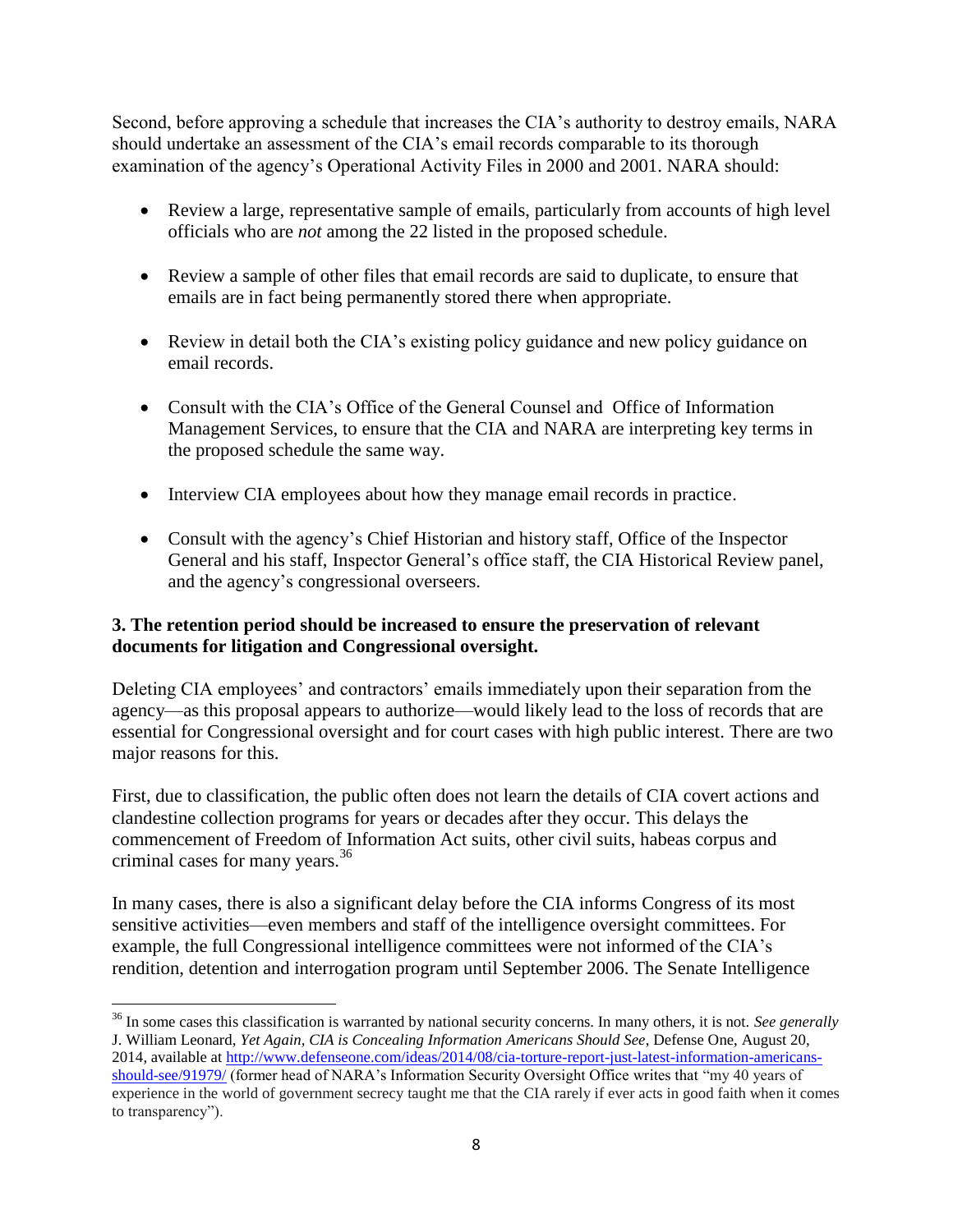Second, before approving a schedule that increases the CIA's authority to destroy emails, NARA should undertake an assessment of the CIA's email records comparable to its thorough examination of the agency's Operational Activity Files in 2000 and 2001. NARA should:

- Review a large, representative sample of emails, particularly from accounts of high level officials who are *not* among the 22 listed in the proposed schedule.
- Review a sample of other files that email records are said to duplicate, to ensure that emails are in fact being permanently stored there when appropriate.
- Review in detail both the CIA's existing policy guidance and new policy guidance on email records.
- Consult with the CIA's Office of the General Counsel and Office of Information Management Services, to ensure that the CIA and NARA are interpreting key terms in the proposed schedule the same way.
- Interview CIA employees about how they manage email records in practice.
- Consult with the agency's Chief Historian and history staff, Office of the Inspector General and his staff, Inspector General's office staff, the CIA Historical Review panel, and the agency's congressional overseers.

**3. The retention period should be increased to ensure the preservation of relevant documents for litigation and Congressional oversight.**

Deleting CIA employees' and contractors' emails immediately upon their separation from the agency—as this proposal appears to authorize—would likely lead to the loss of records that are essential for Congressional oversight and for court cases with high public interest. There are two major reasons for this.

First, due to classification, the public often does not learn the details of CIA covert actions and clandestine collection programs for years or decades after they occur. This delays the commencement of Freedom of Information Act suits, other civil suits, habeas corpus and criminal cases for many years.[36]

In many cases, there is also a significant delay before the CIA informs Congress of its most sensitive activities—even members and staff of the intelligence oversight committees. For example, the full Congressional intelligence committees were not informed of the CIA's rendition, detention and interrogation program until September 2006. The Senate Intelligence

---

[36] In some cases this classification is warranted by national security concerns. In many others, it is not. *See generally* J. William Leonard, *Yet Again, CIA is Concealing Information Americans Should See*, Defense One, August 20, 2014, available at http://www.defenseone.com/ideas/2014/08/cia-torture-report-just-latest-information-americans-should-see/91979/ (former head of NARA's Information Security Oversight Office writes that "my 40 years of experience in the world of government secrecy taught me that the CIA rarely if ever acts in good faith when it comes to transparency").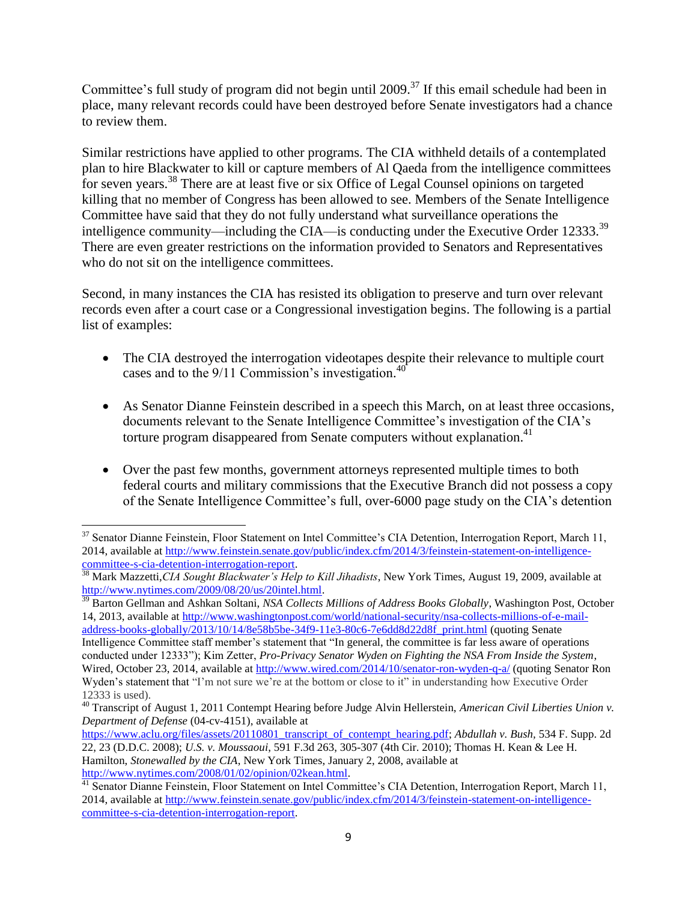Committee's full study of program did not begin until 2009.[37] If this email schedule had been in place, many relevant records could have been destroyed before Senate investigators had a chance to review them.

Similar restrictions have applied to other programs. The CIA withheld details of a contemplated plan to hire Blackwater to kill or capture members of Al Qaeda from the intelligence committees for seven years.[38] There are at least five or six Office of Legal Counsel opinions on targeted killing that no member of Congress has been allowed to see. Members of the Senate Intelligence Committee have said that they do not fully understand what surveillance operations the intelligence community—including the CIA—is conducting under the Executive Order 12333.[39] There are even greater restrictions on the information provided to Senators and Representatives who do not sit on the intelligence committees.

Second, in many instances the CIA has resisted its obligation to preserve and turn over relevant records even after a court case or a Congressional investigation begins. The following is a partial list of examples:

- The CIA destroyed the interrogation videotapes despite their relevance to multiple court cases and to the 9/11 Commission's investigation.[40]

- As Senator Dianne Feinstein described in a speech this March, on at least three occasions, documents relevant to the Senate Intelligence Committee's investigation of the CIA's torture program disappeared from Senate computers without explanation.[41]

- Over the past few months, government attorneys represented multiple times to both federal courts and military commissions that the Executive Branch did not possess a copy of the Senate Intelligence Committee's full, over-6000 page study on the CIA's detention

---

[37] Senator Dianne Feinstein, Floor Statement on Intel Committee's CIA Detention, Interrogation Report, March 11, 2014, available at http://www.feinstein.senate.gov/public/index.cfm/2014/3/feinstein-statement-on-intelligence-committee-s-cia-detention-interrogation-report.

[38] Mark Mazzetti, *CIA Sought Blackwater's Help to Kill Jihadists*, New York Times, August 19, 2009, available at http://www.nytimes.com/2009/08/20/us/20intel.html.

[39] Barton Gellman and Ashkan Soltani, *NSA Collects Millions of Address Books Globally*, Washington Post, October 14, 2013, available at http://www.washingtonpost.com/world/national-security/nsa-collects-millions-of-e-mail-address-books-globally/2013/10/14/8e58b5be-34f9-11e3-80c6-7e6dd8d22d8f_print.html (quoting Senate Intelligence Committee staff member's statement that "In general, the committee is far less aware of operations conducted under 12333"); Kim Zetter, *Pro-Privacy Senator Wyden on Fighting the NSA From Inside the System*, Wired, October 23, 2014, available at http://www.wired.com/2014/10/senator-ron-wyden-q-a/ (quoting Senator Ron Wyden's statement that "I'm not sure we're at the bottom or close to it" in understanding how Executive Order 12333 is used).

[40] Transcript of August 1, 2011 Contempt Hearing before Judge Alvin Hellerstein, *American Civil Liberties Union v. Department of Defense* (04-cv-4151), available at https://www.aclu.org/files/assets/20110801_transcript_of_contempt_hearing.pdf; *Abdullah v. Bush*, 534 F. Supp. 2d 22, 23 (D.D.C. 2008); *U.S. v. Moussaoui*, 591 F.3d 263, 305-307 (4th Cir. 2010); Thomas H. Kean & Lee H. Hamilton, *Stonewalled by the CIA*, New York Times, January 2, 2008, available at http://www.nytimes.com/2008/01/02/opinion/02kean.html.

[41] Senator Dianne Feinstein, Floor Statement on Intel Committee's CIA Detention, Interrogation Report, March 11, 2014, available at http://www.feinstein.senate.gov/public/index.cfm/2014/3/feinstein-statement-on-intelligence-committee-s-cia-detention-interrogation-report.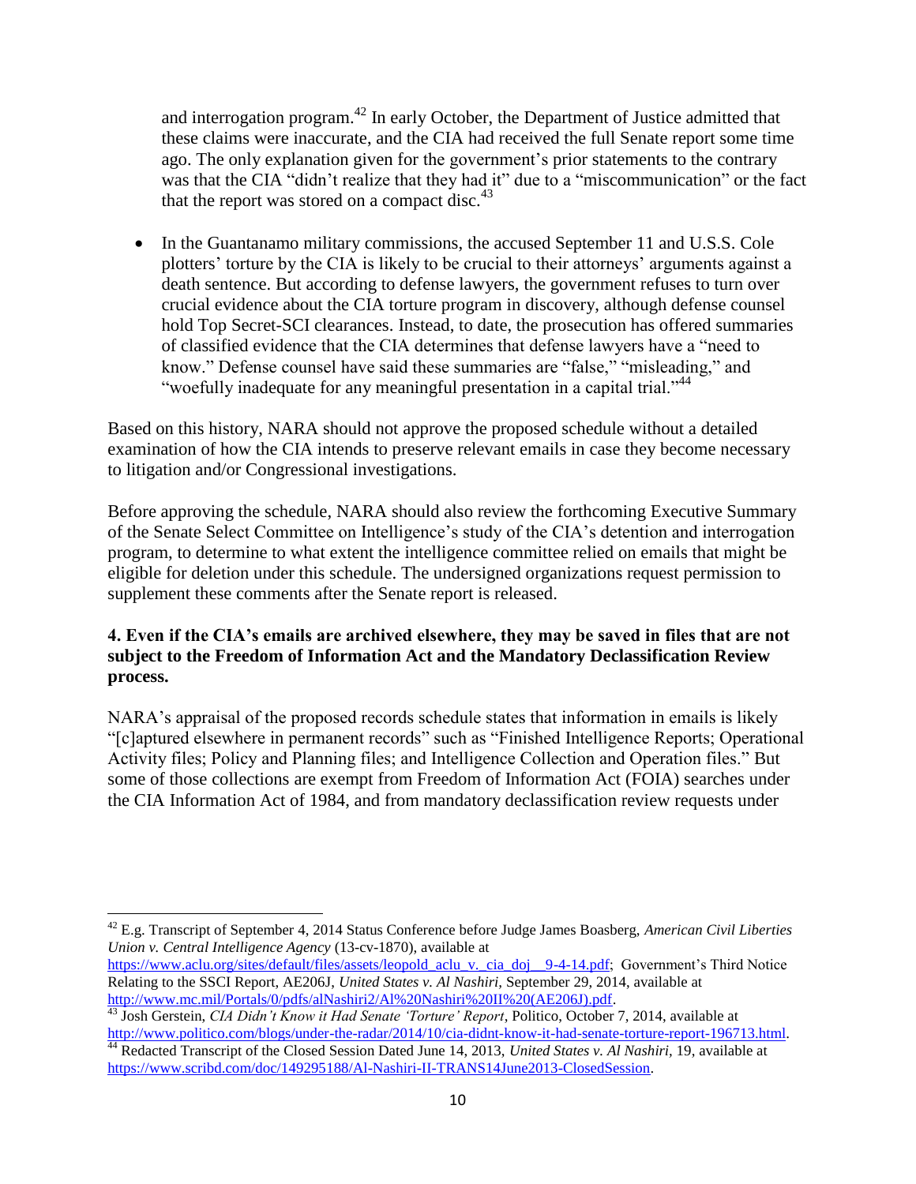and interrogation program.[42] In early October, the Department of Justice admitted that these claims were inaccurate, and the CIA had received the full Senate report some time ago. The only explanation given for the government's prior statements to the contrary was that the CIA "didn't realize that they had it" due to a "miscommunication" or the fact that the report was stored on a compact disc.[43]

- In the Guantanamo military commissions, the accused September 11 and U.S.S. Cole plotters' torture by the CIA is likely to be crucial to their attorneys' arguments against a death sentence. But according to defense lawyers, the government refuses to turn over crucial evidence about the CIA torture program in discovery, although defense counsel hold Top Secret-SCI clearances. Instead, to date, the prosecution has offered summaries of classified evidence that the CIA determines that defense lawyers have a "need to know." Defense counsel have said these summaries are "false," "misleading," and "woefully inadequate for any meaningful presentation in a capital trial."[44]

Based on this history, NARA should not approve the proposed schedule without a detailed examination of how the CIA intends to preserve relevant emails in case they become necessary to litigation and/or Congressional investigations.

Before approving the schedule, NARA should also review the forthcoming Executive Summary of the Senate Select Committee on Intelligence's study of the CIA's detention and interrogation program, to determine to what extent the intelligence committee relied on emails that might be eligible for deletion under this schedule. The undersigned organizations request permission to supplement these comments after the Senate report is released.

**4. Even if the CIA's emails are archived elsewhere, they may be saved in files that are not subject to the Freedom of Information Act and the Mandatory Declassification Review process.**

NARA's appraisal of the proposed records schedule states that information in emails is likely "[c]aptured elsewhere in permanent records" such as "Finished Intelligence Reports; Operational Activity files; Policy and Planning files; and Intelligence Collection and Operation files." But some of those collections are exempt from Freedom of Information Act (FOIA) searches under the CIA Information Act of 1984, and from mandatory declassification review requests under

---

[42] E.g. Transcript of September 4, 2014 Status Conference before Judge James Boasberg, *American Civil Liberties Union v. Central Intelligence Agency* (13-cv-1870), available at https://www.aclu.org/sites/default/files/assets/leopold_aclu_v._cia_doj__9-4-14.pdf; Government's Third Notice Relating to the SSCI Report, AE206J, *United States v. Al Nashiri,* September 29, 2014, available at http://www.mc.mil/Portals/0/pdfs/alNashiri2/Al%20Nashiri%20II%20(AE206J).pdf.

[43] Josh Gerstein, *CIA Didn't Know it Had Senate 'Torture' Report*, Politico, October 7, 2014, available at http://www.politico.com/blogs/under-the-radar/2014/10/cia-didnt-know-it-had-senate-torture-report-196713.html.

[44] Redacted Transcript of the Closed Session Dated June 14, 2013, *United States v. Al Nashiri,* 19, available at https://www.scribd.com/doc/149295188/Al-Nashiri-II-TRANS14June2013-ClosedSession.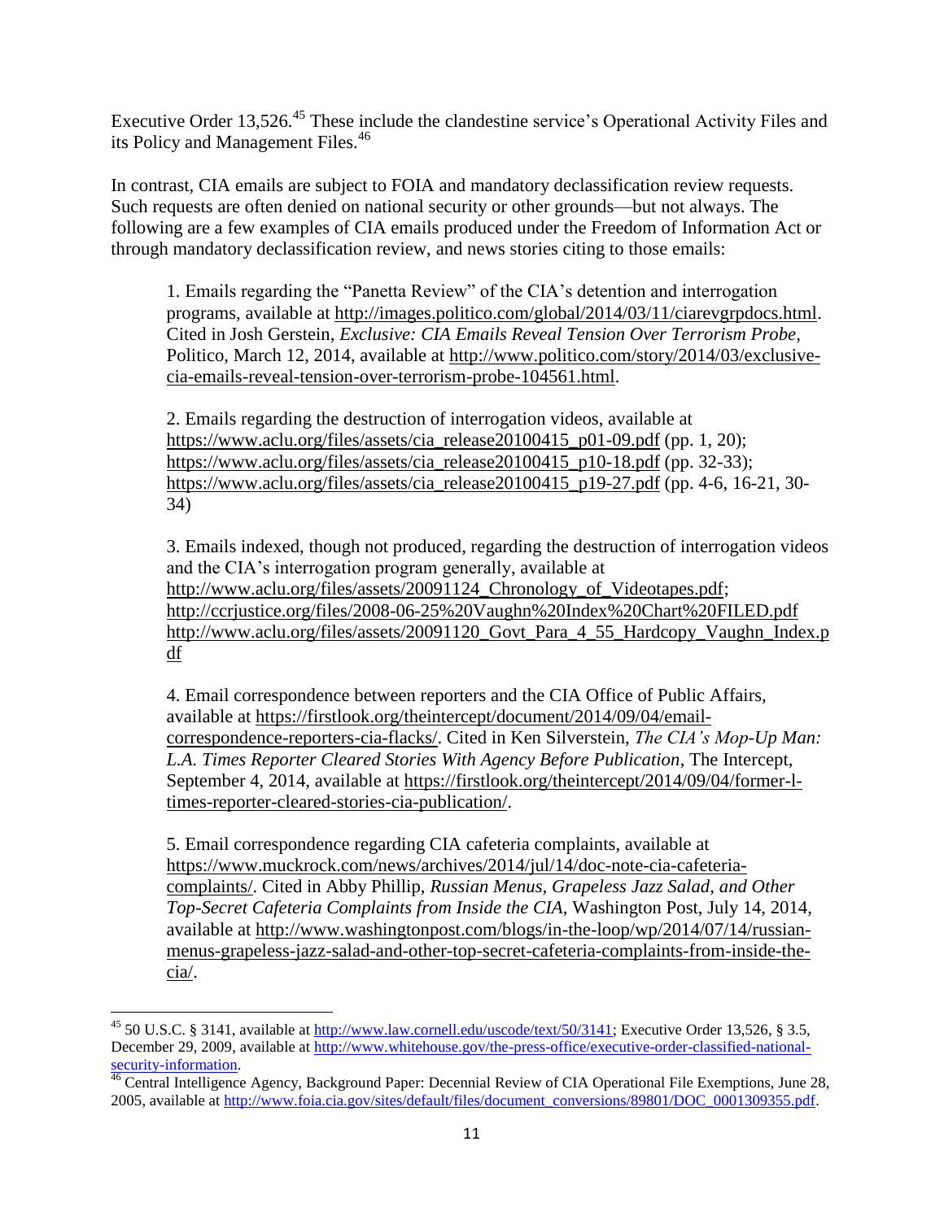Executive Order 13,526.[45] These include the clandestine service's Operational Activity Files and its Policy and Management Files.[46]

In contrast, CIA emails are subject to FOIA and mandatory declassification review requests. Such requests are often denied on national security or other grounds—but not always. The following are a few examples of CIA emails produced under the Freedom of Information Act or through mandatory declassification review, and news stories citing to those emails:

1. Emails regarding the "Panetta Review" of the CIA's detention and interrogation programs, available at http://images.politico.com/global/2014/03/11/ciarevgrpdocs.html. Cited in Josh Gerstein, *Exclusive: CIA Emails Reveal Tension Over Terrorism Probe*, Politico, March 12, 2014, available at http://www.politico.com/story/2014/03/exclusive-cia-emails-reveal-tension-over-terrorism-probe-104561.html.

2. Emails regarding the destruction of interrogation videos, available at https://www.aclu.org/files/assets/cia_release20100415_p01-09.pdf (pp. 1, 20); https://www.aclu.org/files/assets/cia_release20100415_p10-18.pdf (pp. 32-33); https://www.aclu.org/files/assets/cia_release20100415_p19-27.pdf (pp. 4-6, 16-21, 30-34)

3. Emails indexed, though not produced, regarding the destruction of interrogation videos and the CIA's interrogation program generally, available at http://www.aclu.org/files/assets/20091124_Chronology_of_Videotapes.pdf; http://ccrjustice.org/files/2008-06-25%20Vaughn%20Index%20Chart%20FILED.pdf http://www.aclu.org/files/assets/20091120_Govt_Para_4_55_Hardcopy_Vaughn_Index.pdf

4. Email correspondence between reporters and the CIA Office of Public Affairs, available at https://firstlook.org/theintercept/document/2014/09/04/email-correspondence-reporters-cia-flacks/. Cited in Ken Silverstein, *The CIA's Mop-Up Man: L.A. Times Reporter Cleared Stories With Agency Before Publication*, The Intercept, September 4, 2014, available at https://firstlook.org/theintercept/2014/09/04/former-l-times-reporter-cleared-stories-cia-publication/.

5. Email correspondence regarding CIA cafeteria complaints, available at https://www.muckrock.com/news/archives/2014/jul/14/doc-note-cia-cafeteria-complaints/. Cited in Abby Phillip, *Russian Menus, Grapeless Jazz Salad, and Other Top-Secret Cafeteria Complaints from Inside the CIA*, Washington Post, July 14, 2014, available at http://www.washingtonpost.com/blogs/in-the-loop/wp/2014/07/14/russian-menus-grapeless-jazz-salad-and-other-top-secret-cafeteria-complaints-from-inside-the-cia/.

---

[45] 50 U.S.C. § 3141, available at http://www.law.cornell.edu/uscode/text/50/3141; Executive Order 13,526, § 3.5, December 29, 2009, available at http://www.whitehouse.gov/the-press-office/executive-order-classified-national-security-information.

[46] Central Intelligence Agency, Background Paper: Decennial Review of CIA Operational File Exemptions, June 28, 2005, available at http://www.foia.cia.gov/sites/default/files/document_conversions/89801/DOC_0001309355.pdf.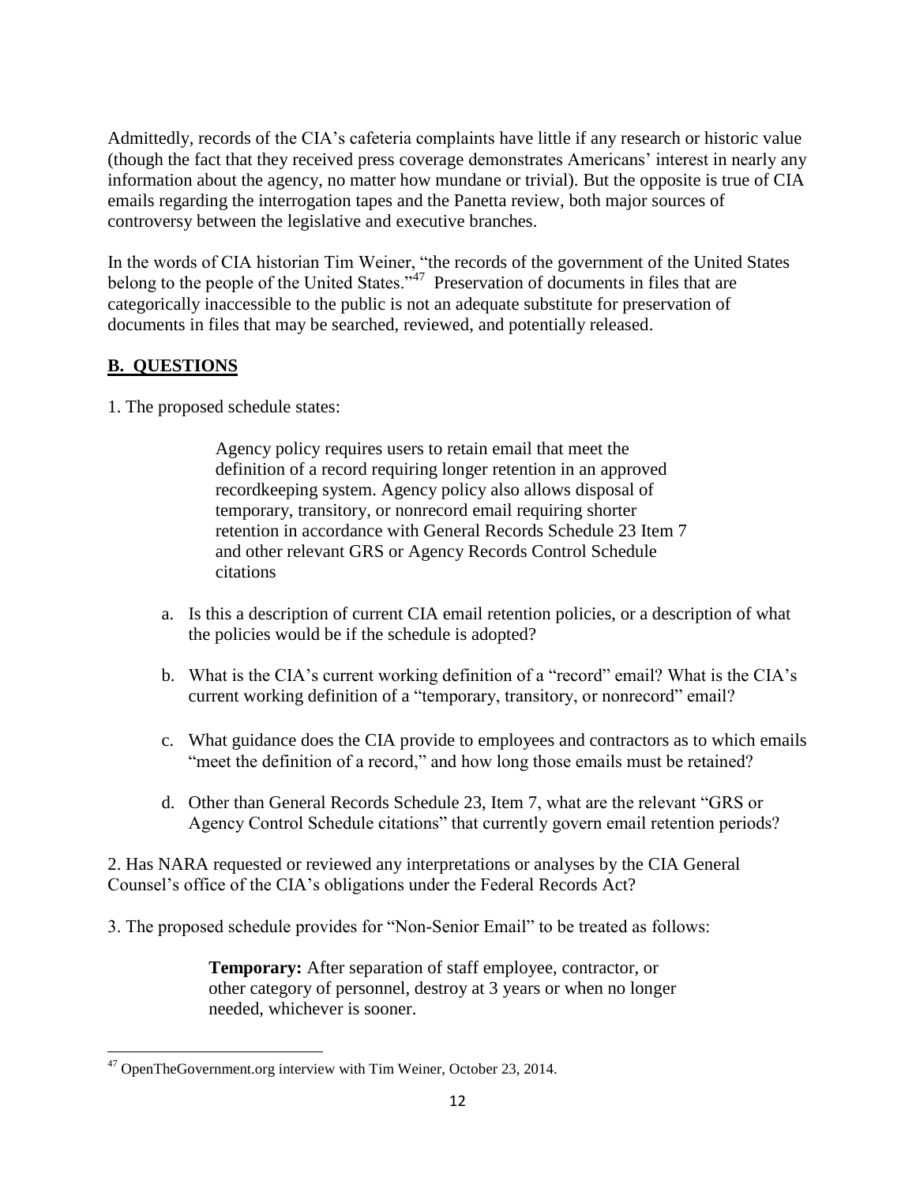Admittedly, records of the CIA's cafeteria complaints have little if any research or historic value (though the fact that they received press coverage demonstrates Americans' interest in nearly any information about the agency, no matter how mundane or trivial). But the opposite is true of CIA emails regarding the interrogation tapes and the Panetta review, both major sources of controversy between the legislative and executive branches.

In the words of CIA historian Tim Weiner, "the records of the government of the United States belong to the people of the United States."[47] Preservation of documents in files that are categorically inaccessible to the public is not an adequate substitute for preservation of documents in files that may be searched, reviewed, and potentially released.

## **B. QUESTIONS**

1. The proposed schedule states:

> Agency policy requires users to retain email that meet the definition of a record requiring longer retention in an approved recordkeeping system. Agency policy also allows disposal of temporary, transitory, or nonrecord email requiring shorter retention in accordance with General Records Schedule 23 Item 7 and other relevant GRS or Agency Records Control Schedule citations

a. Is this a description of current CIA email retention policies, or a description of what the policies would be if the schedule is adopted?

b. What is the CIA's current working definition of a "record" email? What is the CIA's current working definition of a "temporary, transitory, or nonrecord" email?

c. What guidance does the CIA provide to employees and contractors as to which emails "meet the definition of a record," and how long those emails must be retained?

d. Other than General Records Schedule 23, Item 7, what are the relevant "GRS or Agency Control Schedule citations" that currently govern email retention periods?

2. Has NARA requested or reviewed any interpretations or analyses by the CIA General Counsel's office of the CIA's obligations under the Federal Records Act?

3. The proposed schedule provides for "Non-Senior Email" to be treated as follows:

> **Temporary:** After separation of staff employee, contractor, or other category of personnel, destroy at 3 years or when no longer needed, whichever is sooner.

---

[47] OpenTheGovernment.org interview with Tim Weiner, October 23, 2014.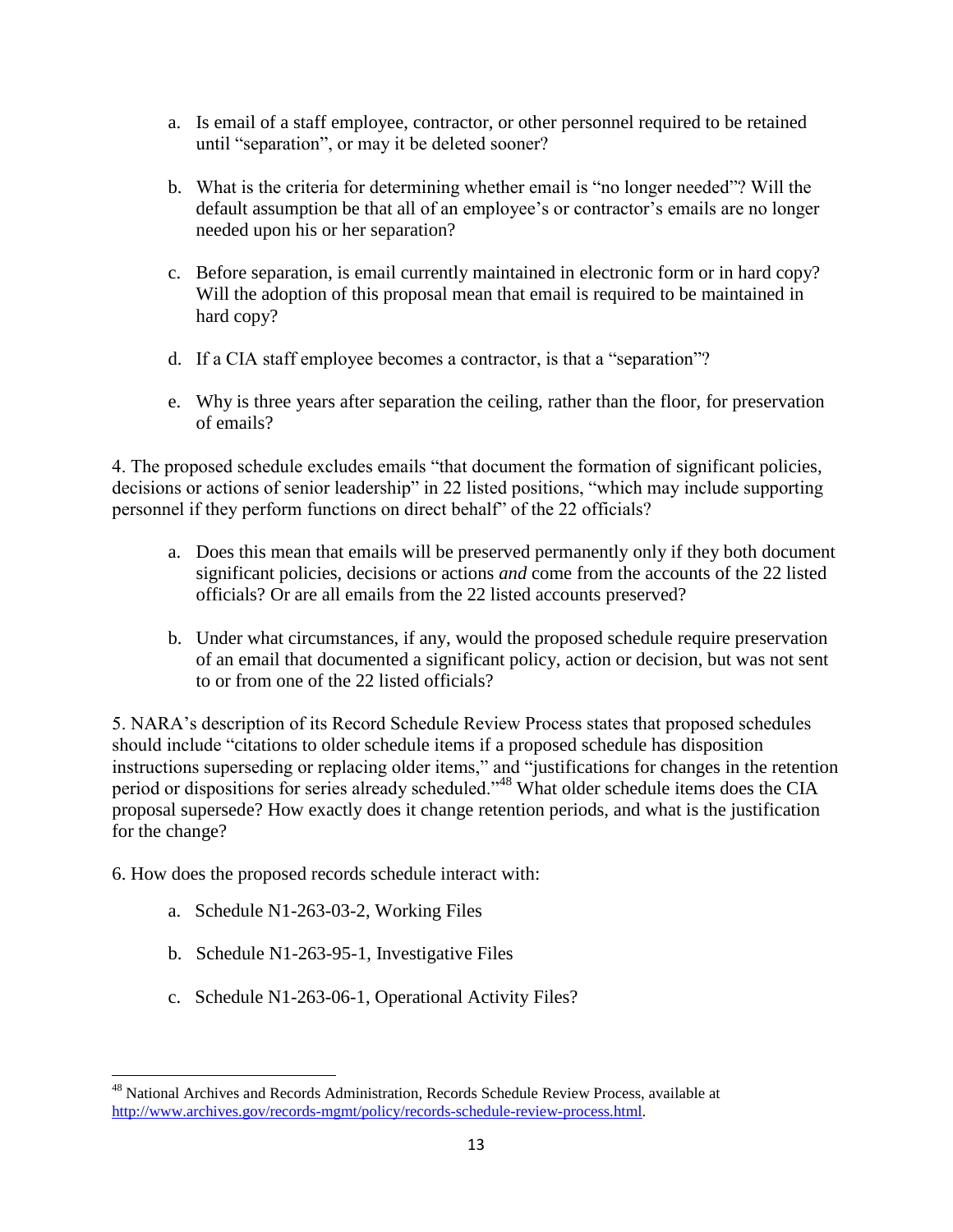a. Is email of a staff employee, contractor, or other personnel required to be retained until "separation", or may it be deleted sooner?

b. What is the criteria for determining whether email is "no longer needed"? Will the default assumption be that all of an employee's or contractor's emails are no longer needed upon his or her separation?

c. Before separation, is email currently maintained in electronic form or in hard copy? Will the adoption of this proposal mean that email is required to be maintained in hard copy?

d. If a CIA staff employee becomes a contractor, is that a "separation"?

e. Why is three years after separation the ceiling, rather than the floor, for preservation of emails?

4. The proposed schedule excludes emails "that document the formation of significant policies, decisions or actions of senior leadership" in 22 listed positions, "which may include supporting personnel if they perform functions on direct behalf" of the 22 officials?

a. Does this mean that emails will be preserved permanently only if they both document significant policies, decisions or actions *and* come from the accounts of the 22 listed officials? Or are all emails from the 22 listed accounts preserved?

b. Under what circumstances, if any, would the proposed schedule require preservation of an email that documented a significant policy, action or decision, but was not sent to or from one of the 22 listed officials?

5. NARA's description of its Record Schedule Review Process states that proposed schedules should include "citations to older schedule items if a proposed schedule has disposition instructions superseding or replacing older items," and "justifications for changes in the retention period or dispositions for series already scheduled."[48] What older schedule items does the CIA proposal supersede? How exactly does it change retention periods, and what is the justification for the change?

6. How does the proposed records schedule interact with:

a. Schedule N1-263-03-2, Working Files

b. Schedule N1-263-95-1, Investigative Files

c. Schedule N1-263-06-1, Operational Activity Files?

---

[48] National Archives and Records Administration, Records Schedule Review Process, available at http://www.archives.gov/records-mgmt/policy/records-schedule-review-process.html.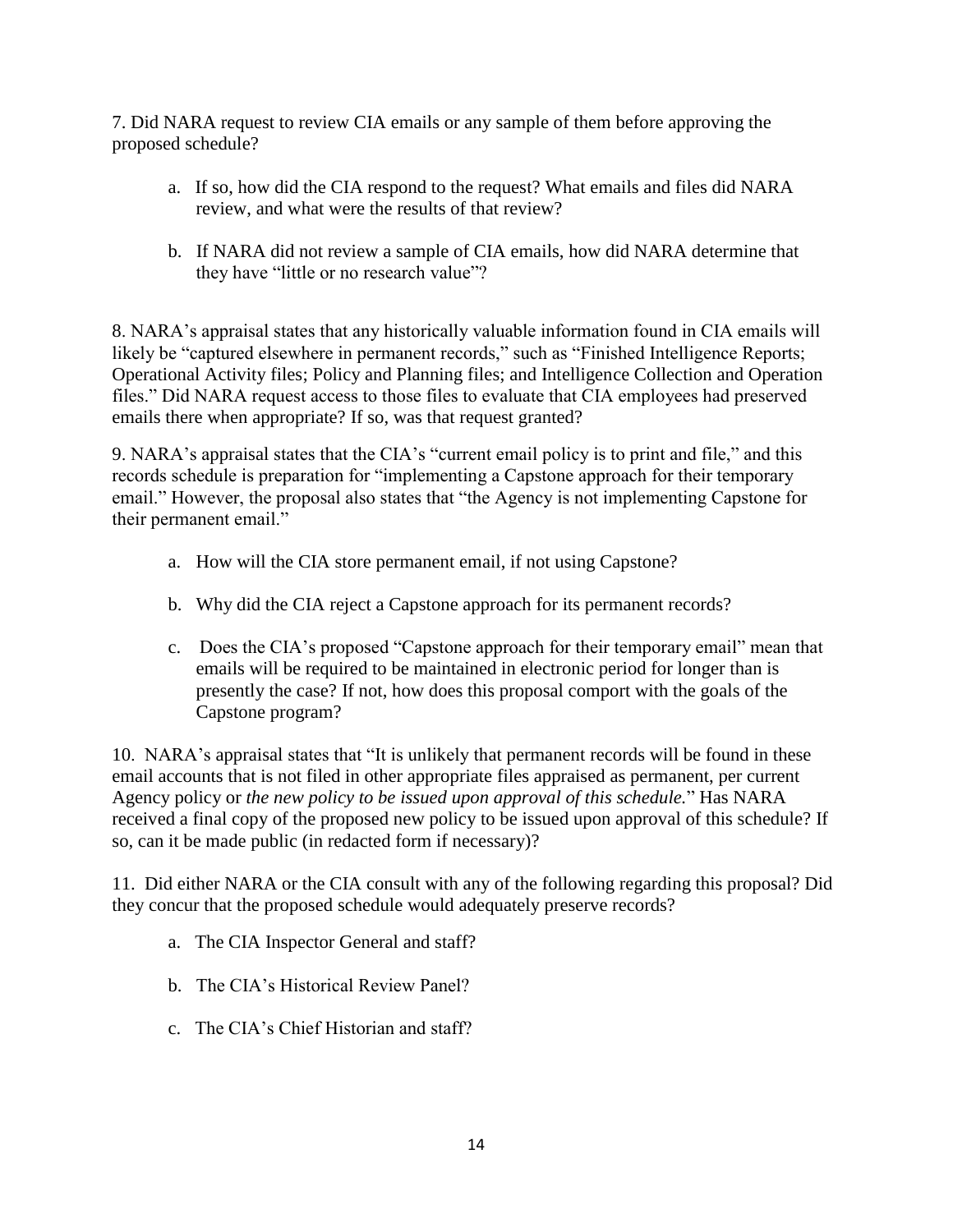7. Did NARA request to review CIA emails or any sample of them before approving the proposed schedule?

a. If so, how did the CIA respond to the request? What emails and files did NARA review, and what were the results of that review?

b. If NARA did not review a sample of CIA emails, how did NARA determine that they have "little or no research value"?

8. NARA's appraisal states that any historically valuable information found in CIA emails will likely be "captured elsewhere in permanent records," such as "Finished Intelligence Reports; Operational Activity files; Policy and Planning files; and Intelligence Collection and Operation files." Did NARA request access to those files to evaluate that CIA employees had preserved emails there when appropriate? If so, was that request granted?

9. NARA's appraisal states that the CIA's "current email policy is to print and file," and this records schedule is preparation for "implementing a Capstone approach for their temporary email." However, the proposal also states that "the Agency is not implementing Capstone for their permanent email."

a. How will the CIA store permanent email, if not using Capstone?

b. Why did the CIA reject a Capstone approach for its permanent records?

c. Does the CIA's proposed "Capstone approach for their temporary email" mean that emails will be required to be maintained in electronic period for longer than is presently the case? If not, how does this proposal comport with the goals of the Capstone program?

10. NARA's appraisal states that "It is unlikely that permanent records will be found in these email accounts that is not filed in other appropriate files appraised as permanent, per current Agency policy or *the new policy to be issued upon approval of this schedule.*" Has NARA received a final copy of the proposed new policy to be issued upon approval of this schedule? If so, can it be made public (in redacted form if necessary)?

11. Did either NARA or the CIA consult with any of the following regarding this proposal? Did they concur that the proposed schedule would adequately preserve records?

a. The CIA Inspector General and staff?

b. The CIA's Historical Review Panel?

c. The CIA's Chief Historian and staff?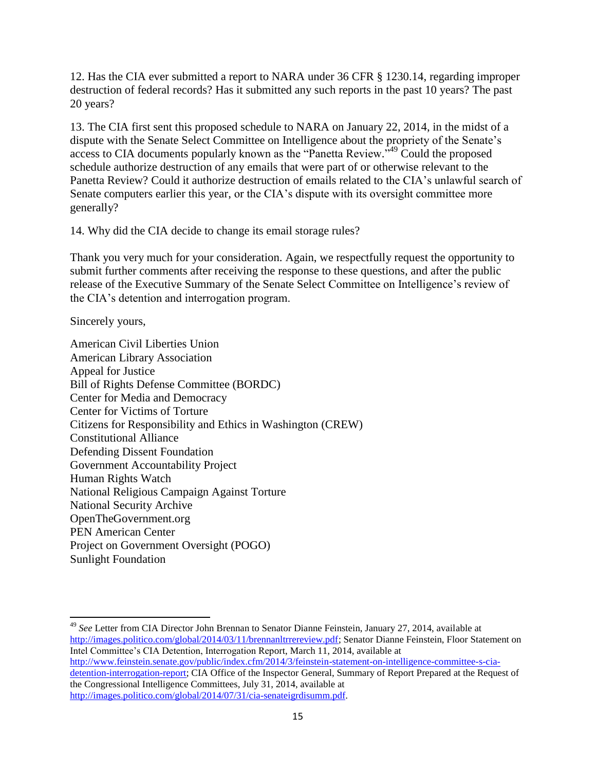12. Has the CIA ever submitted a report to NARA under 36 CFR § 1230.14, regarding improper destruction of federal records? Has it submitted any such reports in the past 10 years? The past 20 years?

13. The CIA first sent this proposed schedule to NARA on January 22, 2014, in the midst of a dispute with the Senate Select Committee on Intelligence about the propriety of the Senate's access to CIA documents popularly known as the "Panetta Review."[49] Could the proposed schedule authorize destruction of any emails that were part of or otherwise relevant to the Panetta Review? Could it authorize destruction of emails related to the CIA's unlawful search of Senate computers earlier this year, or the CIA's dispute with its oversight committee more generally?

14. Why did the CIA decide to change its email storage rules?

Thank you very much for your consideration. Again, we respectfully request the opportunity to submit further comments after receiving the response to these questions, and after the public release of the Executive Summary of the Senate Select Committee on Intelligence's review of the CIA's detention and interrogation program.

Sincerely yours,

American Civil Liberties Union
American Library Association
Appeal for Justice
Bill of Rights Defense Committee (BORDC)
Center for Media and Democracy
Center for Victims of Torture
Citizens for Responsibility and Ethics in Washington (CREW)
Constitutional Alliance
Defending Dissent Foundation
Government Accountability Project
Human Rights Watch
National Religious Campaign Against Torture
National Security Archive
OpenTheGovernment.org
PEN American Center
Project on Government Oversight (POGO)
Sunlight Foundation

---

[49] *See* Letter from CIA Director John Brennan to Senator Dianne Feinstein, January 27, 2014, available at http://images.politico.com/global/2014/03/11/brennanltrrereview.pdf; Senator Dianne Feinstein, Floor Statement on Intel Committee's CIA Detention, Interrogation Report, March 11, 2014, available at http://www.feinstein.senate.gov/public/index.cfm/2014/3/feinstein-statement-on-intelligence-committee-s-cia-detention-interrogation-report; CIA Office of the Inspector General, Summary of Report Prepared at the Request of the Congressional Intelligence Committees, July 31, 2014, available at http://images.politico.com/global/2014/07/31/cia-senateigrdisumm.pdf.